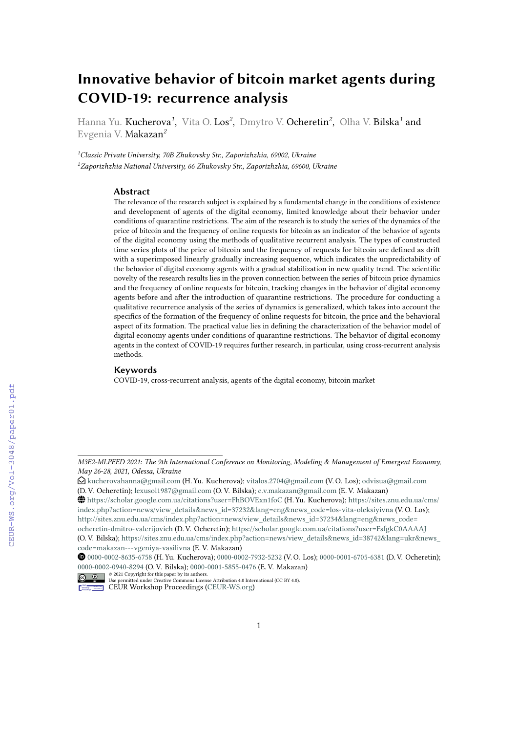# Innovative behavior of bitcoin market agents during COVID-19: recurrence analysis

Hanna Yu. Kucherova[1], Vita O. Los[2], Dmytro V. Ocheretin[2], Olha V. Bilska[1] and Evgenia V. Makazan[2]

[1] *Classic Private University, 70B Zhukovsky Str., Zaporizhzhia, 69002, Ukraine*
[2] *Zaporizhzhia National University, 66 Zhukovsky Str., Zaporizhzhia, 69600, Ukraine*

### Abstract

The relevance of the research subject is explained by a fundamental change in the conditions of existence and development of agents of the digital economy, limited knowledge about their behavior under conditions of quarantine restrictions. The aim of the research is to study the series of the dynamics of the price of bitcoin and the frequency of online requests for bitcoin as an indicator of the behavior of agents of the digital economy using the methods of qualitative recurrent analysis. The types of constructed time series plots of the price of bitcoin and the frequency of requests for bitcoin are defined as drift with a superimposed linearly gradually increasing sequence, which indicates the unpredictability of the behavior of digital economy agents with a gradual stabilization in new quality trend. The scientific novelty of the research results lies in the proven connection between the series of bitcoin price dynamics and the frequency of online requests for bitcoin, tracking changes in the behavior of digital economy agents before and after the introduction of quarantine restrictions. The procedure for conducting a qualitative recurrence analysis of the series of dynamics is generalized, which takes into account the specifics of the formation of the frequency of online requests for bitcoin, the price and the behavioral aspect of its formation. The practical value lies in defining the characterization of the behavior model of digital economy agents under conditions of quarantine restrictions. The behavior of digital economy agents in the context of COVID-19 requires further research, in particular, using cross-recurrent analysis methods.

### Keywords

COVID-19, cross-recurrent analysis, agents of the digital economy, bitcoin market

---

*M3E2-MLPEED 2021: The 9th International Conference on Monitoring, Modeling & Management of Emergent Economy, May 26-28, 2021, Odessa, Ukraine*

kucherovahanna@gmail.com (H. Yu. Kucherova); vitalos.2704@gmail.com (V. O. Los); odvisua@gmail.com (D. V. Ocheretin); lexusol1987@gmail.com (O. V. Bilska); e.v.makazan@gmail.com (E. V. Makazan)

https://scholar.google.com.ua/citations?user=FhBOVExn1foC (H. Yu. Kucherova); https://sites.znu.edu.ua/cms/index.php?action=news/view_details&news_id=37232&lang=eng&news_code=los-vita-oleksiyivna (V. O. Los); http://sites.znu.edu.ua/cms/index.php?action=news/view_details&news_id=37234&lang=eng&news_code=ocheretin-dmitro-valerijovich (D. V. Ocheretin); https://scholar.google.com.ua/citations?user=FsfgkC0AAAAJ (O. V. Bilska); https://sites.znu.edu.ua/cms/index.php?action=news/view_details&news_id=38742&lang=ukr&news_code=makazan---vgeniya-vasilivna (E. V. Makazan)

0000-0002-8635-6758 (H. Yu. Kucherova); 0000-0002-7932-5232 (V. O. Los); 0000-0001-6705-6381 (D. V. Ocheretin); 0000-0002-0940-8294 (O. V. Bilska); 0000-0001-5855-0476 (E. V. Makazan)

© 2021 Copyright for this paper by its authors. Use permitted under Creative Commons License Attribution 4.0 International (CC BY 4.0).

CEUR Workshop Proceedings (CEUR-WS.org)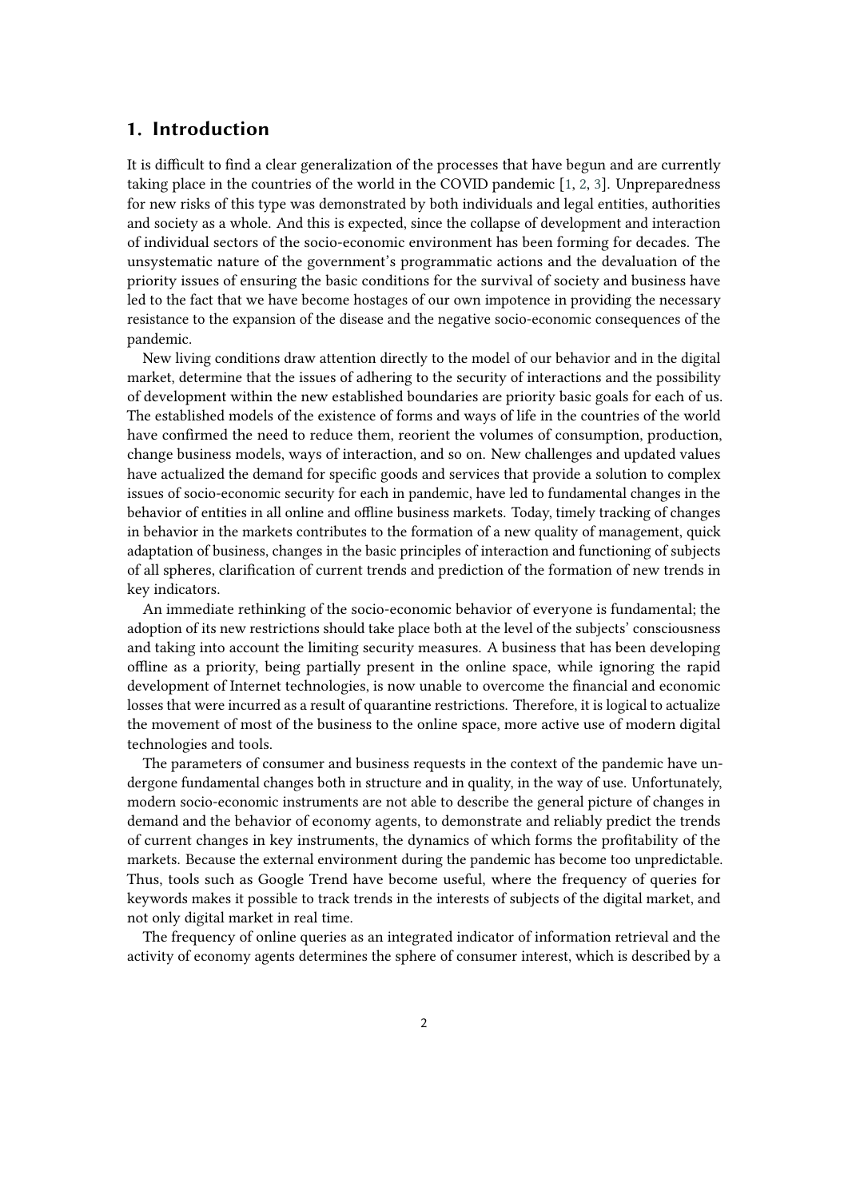## 1. Introduction

It is difficult to find a clear generalization of the processes that have begun and are currently taking place in the countries of the world in the COVID pandemic [1, 2, 3]. Unpreparedness for new risks of this type was demonstrated by both individuals and legal entities, authorities and society as a whole. And this is expected, since the collapse of development and interaction of individual sectors of the socio-economic environment has been forming for decades. The unsystematic nature of the government's programmatic actions and the devaluation of the priority issues of ensuring the basic conditions for the survival of society and business have led to the fact that we have become hostages of our own impotence in providing the necessary resistance to the expansion of the disease and the negative socio-economic consequences of the pandemic.

New living conditions draw attention directly to the model of our behavior and in the digital market, determine that the issues of adhering to the security of interactions and the possibility of development within the new established boundaries are priority basic goals for each of us. The established models of the existence of forms and ways of life in the countries of the world have confirmed the need to reduce them, reorient the volumes of consumption, production, change business models, ways of interaction, and so on. New challenges and updated values have actualized the demand for specific goods and services that provide a solution to complex issues of socio-economic security for each in pandemic, have led to fundamental changes in the behavior of entities in all online and offline business markets. Today, timely tracking of changes in behavior in the markets contributes to the formation of a new quality of management, quick adaptation of business, changes in the basic principles of interaction and functioning of subjects of all spheres, clarification of current trends and prediction of the formation of new trends in key indicators.

An immediate rethinking of the socio-economic behavior of everyone is fundamental; the adoption of its new restrictions should take place both at the level of the subjects' consciousness and taking into account the limiting security measures. A business that has been developing offline as a priority, being partially present in the online space, while ignoring the rapid development of Internet technologies, is now unable to overcome the financial and economic losses that were incurred as a result of quarantine restrictions. Therefore, it is logical to actualize the movement of most of the business to the online space, more active use of modern digital technologies and tools.

The parameters of consumer and business requests in the context of the pandemic have undergone fundamental changes both in structure and in quality, in the way of use. Unfortunately, modern socio-economic instruments are not able to describe the general picture of changes in demand and the behavior of economy agents, to demonstrate and reliably predict the trends of current changes in key instruments, the dynamics of which forms the profitability of the markets. Because the external environment during the pandemic has become too unpredictable. Thus, tools such as Google Trend have become useful, where the frequency of queries for keywords makes it possible to track trends in the interests of subjects of the digital market, and not only digital market in real time.

The frequency of online queries as an integrated indicator of information retrieval and the activity of economy agents determines the sphere of consumer interest, which is described by a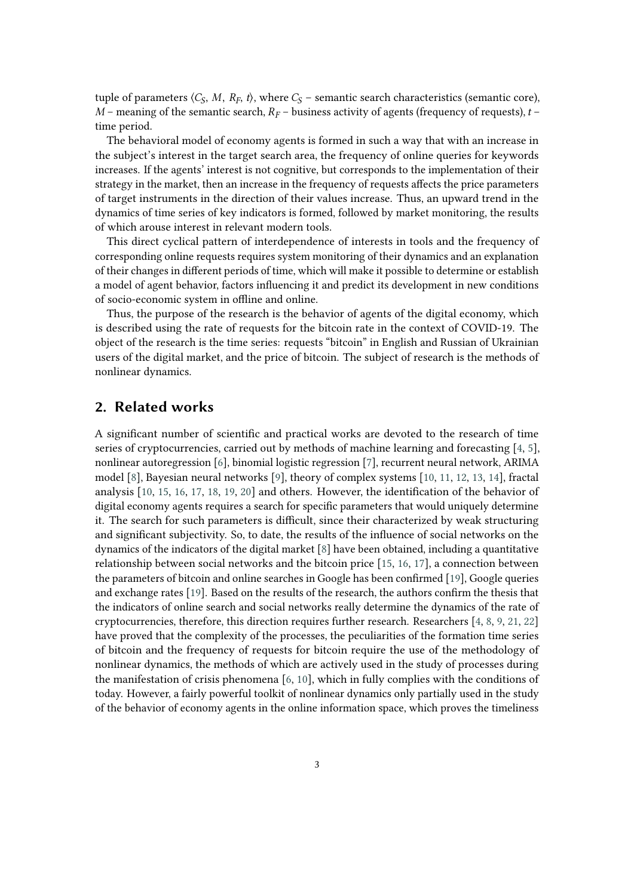tuple of parameters $\langle C_S, M, R_F, t\rangle$, where $C_S$ – semantic search characteristics (semantic core), $M$ – meaning of the semantic search, $R_F$ – business activity of agents (frequency of requests), $t$ – time period.

The behavioral model of economy agents is formed in such a way that with an increase in the subject's interest in the target search area, the frequency of online queries for keywords increases. If the agents' interest is not cognitive, but corresponds to the implementation of their strategy in the market, then an increase in the frequency of requests affects the price parameters of target instruments in the direction of their values increase. Thus, an upward trend in the dynamics of time series of key indicators is formed, followed by market monitoring, the results of which arouse interest in relevant modern tools.

This direct cyclical pattern of interdependence of interests in tools and the frequency of corresponding online requests requires system monitoring of their dynamics and an explanation of their changes in different periods of time, which will make it possible to determine or establish a model of agent behavior, factors influencing it and predict its development in new conditions of socio-economic system in offline and online.

Thus, the purpose of the research is the behavior of agents of the digital economy, which is described using the rate of requests for the bitcoin rate in the context of COVID-19. The object of the research is the time series: requests "bitcoin" in English and Russian of Ukrainian users of the digital market, and the price of bitcoin. The subject of research is the methods of nonlinear dynamics.

## 2. Related works

A significant number of scientific and practical works are devoted to the research of time series of cryptocurrencies, carried out by methods of machine learning and forecasting [4, 5], nonlinear autoregression [6], binomial logistic regression [7], recurrent neural network, ARIMA model [8], Bayesian neural networks [9], theory of complex systems [10, 11, 12, 13, 14], fractal analysis [10, 15, 16, 17, 18, 19, 20] and others. However, the identification of the behavior of digital economy agents requires a search for specific parameters that would uniquely determine it. The search for such parameters is difficult, since their characterized by weak structuring and significant subjectivity. So, to date, the results of the influence of social networks on the dynamics of the indicators of the digital market [8] have been obtained, including a quantitative relationship between social networks and the bitcoin price [15, 16, 17], a connection between the parameters of bitcoin and online searches in Google has been confirmed [19], Google queries and exchange rates [19]. Based on the results of the research, the authors confirm the thesis that the indicators of online search and social networks really determine the dynamics of the rate of cryptocurrencies, therefore, this direction requires further research. Researchers [4, 8, 9, 21, 22] have proved that the complexity of the processes, the peculiarities of the formation time series of bitcoin and the frequency of requests for bitcoin require the use of the methodology of nonlinear dynamics, the methods of which are actively used in the study of processes during the manifestation of crisis phenomena [6, 10], which in fully complies with the conditions of today. However, a fairly powerful toolkit of nonlinear dynamics only partially used in the study of the behavior of economy agents in the online information space, which proves the timeliness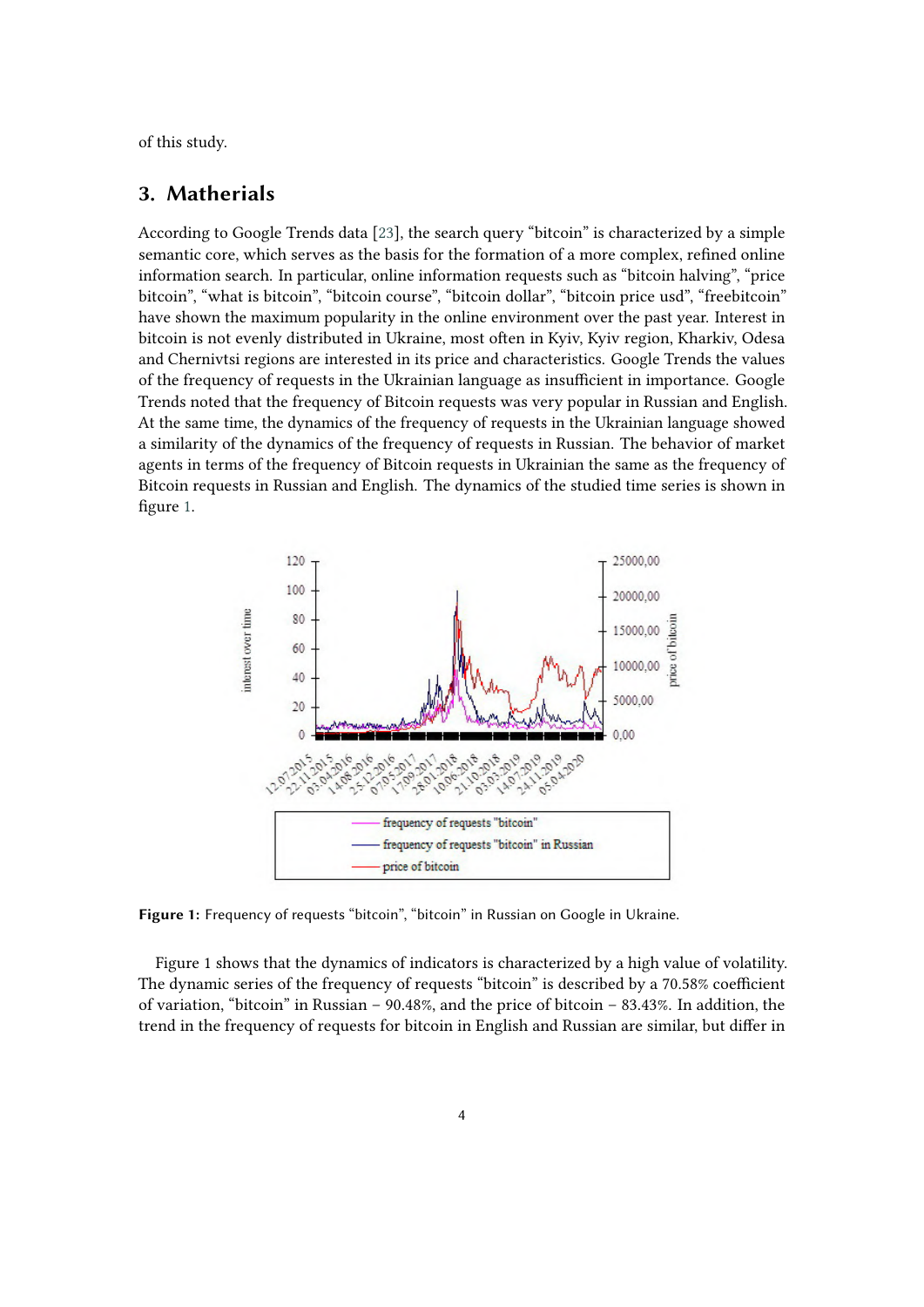of this study.

## 3. Matherials

According to Google Trends data [23], the search query “bitcoin” is characterized by a simple semantic core, which serves as the basis for the formation of a more complex, refined online information search. In particular, online information requests such as “bitcoin halving”, “price bitcoin”, “what is bitcoin”, “bitcoin course”, “bitcoin dollar”, “bitcoin price usd”, “freebitcoin” have shown the maximum popularity in the online environment over the past year. Interest in bitcoin is not evenly distributed in Ukraine, most often in Kyiv, Kyiv region, Kharkiv, Odesa and Chernivtsi regions are interested in its price and characteristics. Google Trends the values of the frequency of requests in the Ukrainian language as insufficient in importance. Google Trends noted that the frequency of Bitcoin requests was very popular in Russian and English. At the same time, the dynamics of the frequency of requests in the Ukrainian language showed a similarity of the dynamics of the frequency of requests in Russian. The behavior of market agents in terms of the frequency of Bitcoin requests in Ukrainian the same as the frequency of Bitcoin requests in Russian and English. The dynamics of the studied time series is shown in figure 1.

**Figure 1:** Frequency of requests “bitcoin”, “bitcoin” in Russian on Google in Ukraine.

Figure 1 shows that the dynamics of indicators is characterized by a high value of volatility. The dynamic series of the frequency of requests “bitcoin” is described by a 70.58% coefficient of variation, “bitcoin” in Russian – 90.48%, and the price of bitcoin – 83.43%. In addition, the trend in the frequency of requests for bitcoin in English and Russian are similar, but differ in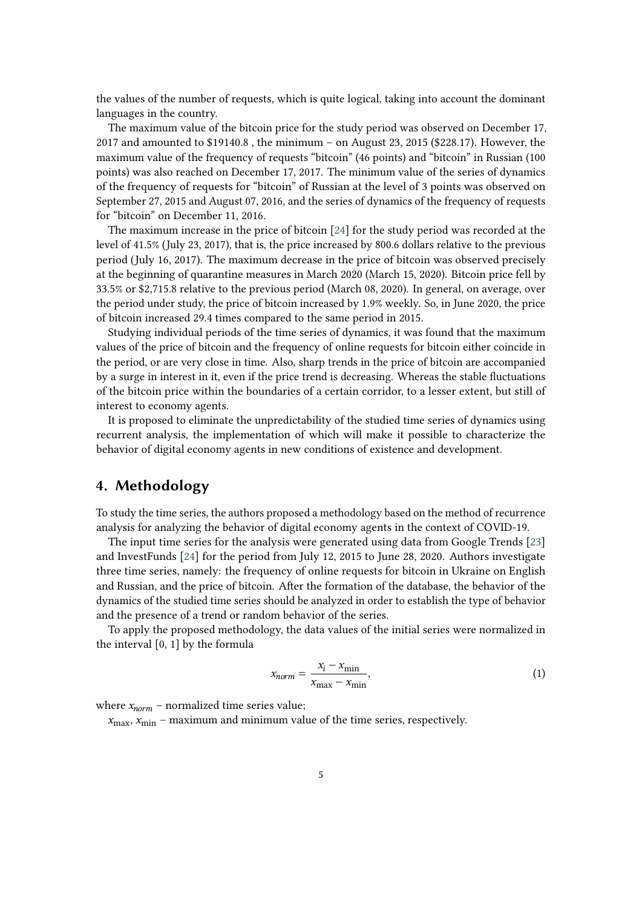the values of the number of requests, which is quite logical, taking into account the dominant languages in the country.

The maximum value of the bitcoin price for the study period was observed on December 17, 2017 and amounted to $19140.8 , the minimum – on August 23, 2015 ($228.17). However, the maximum value of the frequency of requests "bitcoin" (46 points) and "bitcoin" in Russian (100 points) was also reached on December 17, 2017. The minimum value of the series of dynamics of the frequency of requests for "bitcoin" of Russian at the level of 3 points was observed on September 27, 2015 and August 07, 2016, and the series of dynamics of the frequency of requests for "bitcoin" on December 11, 2016.

The maximum increase in the price of bitcoin [24] for the study period was recorded at the level of 41.5% (July 23, 2017), that is, the price increased by 800.6 dollars relative to the previous period (July 16, 2017). The maximum decrease in the price of bitcoin was observed precisely at the beginning of quarantine measures in March 2020 (March 15, 2020). Bitcoin price fell by 33.5% or $2,715.8 relative to the previous period (March 08, 2020). In general, on average, over the period under study, the price of bitcoin increased by 1.9% weekly. So, in June 2020, the price of bitcoin increased 29.4 times compared to the same period in 2015.

Studying individual periods of the time series of dynamics, it was found that the maximum values of the price of bitcoin and the frequency of online requests for bitcoin either coincide in the period, or are very close in time. Also, sharp trends in the price of bitcoin are accompanied by a surge in interest in it, even if the price trend is decreasing. Whereas the stable fluctuations of the bitcoin price within the boundaries of a certain corridor, to a lesser extent, but still of interest to economy agents.

It is proposed to eliminate the unpredictability of the studied time series of dynamics using recurrent analysis, the implementation of which will make it possible to characterize the behavior of digital economy agents in new conditions of existence and development.

## 4. Methodology

To study the time series, the authors proposed a methodology based on the method of recurrence analysis for analyzing the behavior of digital economy agents in the context of COVID-19.

The input time series for the analysis were generated using data from Google Trends [23] and InvestFunds [24] for the period from July 12, 2015 to June 28, 2020. Authors investigate three time series, namely: the frequency of online requests for bitcoin in Ukraine on English and Russian, and the price of bitcoin. After the formation of the database, the behavior of the dynamics of the studied time series should be analyzed in order to establish the type of behavior and the presence of a trend or random behavior of the series.

To apply the proposed methodology, the data values of the initial series were normalized in the interval [0, 1] by the formula

$$x_{norm} = \frac{x_i - x_{\min}}{x_{\max} - x_{\min}}, \tag{1}$$

where $x_{norm}$ – normalized time series value;

$x_{\max}$, $x_{\min}$ – maximum and minimum value of the time series, respectively.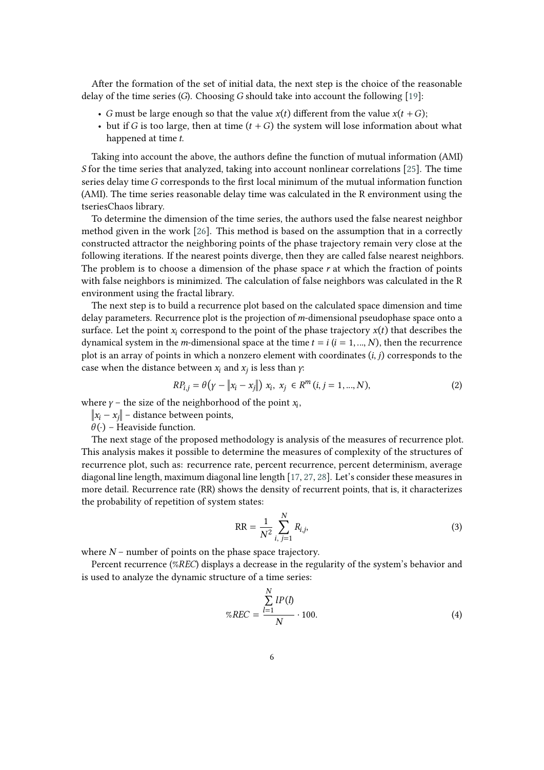After the formation of the set of initial data, the next step is the choice of the reasonable delay of the time series ($G$). Choosing $G$ should take into account the following [19]:

- $G$ must be large enough so that the value $x(t)$ different from the value $x(t + G)$;
- but if $G$ is too large, then at time $(t + G)$ the system will lose information about what happened at time $t$.

Taking into account the above, the authors define the function of mutual information (AMI) $S$ for the time series that analyzed, taking into account nonlinear correlations [25]. The time series delay time $G$ corresponds to the first local minimum of the mutual information function (AMI). The time series reasonable delay time was calculated in the R environment using the tseriesChaos library.

To determine the dimension of the time series, the authors used the false nearest neighbor method given in the work [26]. This method is based on the assumption that in a correctly constructed attractor the neighboring points of the phase trajectory remain very close at the following iterations. If the nearest points diverge, then they are called false nearest neighbors. The problem is to choose a dimension of the phase space $r$ at which the fraction of points with false neighbors is minimized. The calculation of false neighbors was calculated in the R environment using the fractal library.

The next step is to build a recurrence plot based on the calculated space dimension and time delay parameters. Recurrence plot is the projection of $m$-dimensional pseudophase space onto a surface. Let the point $x_i$ correspond to the point of the phase trajectory $x(t)$ that describes the dynamical system in the $m$-dimensional space at the time $t = i$ $(i = 1, ..., N)$, then the recurrence plot is an array of points in which a nonzero element with coordinates $(i, j)$ corresponds to the case when the distance between $x_i$ and $x_j$ is less than $\gamma$:

$$RP_{i,j} = \theta\left(\gamma - \left\|x_i - x_j\right\|\right)\ x_i,\ x_j\ \in R^m\ (i, j = 1, ..., N), \tag{2}$$

where $\gamma$ – the size of the neighborhood of the point $x_i$,

$\left\|x_i - x_j\right\|$ – distance between points,

$\theta(\cdot)$ – Heaviside function.

The next stage of the proposed methodology is analysis of the measures of recurrence plot. This analysis makes it possible to determine the measures of complexity of the structures of recurrence plot, such as: recurrence rate, percent recurrence, percent determinism, average diagonal line length, maximum diagonal line length [17, 27, 28]. Let's consider these measures in more detail. Recurrence rate (RR) shows the density of recurrent points, that is, it characterizes the probability of repetition of system states:

$$\mathrm{RR} = \frac{1}{N^2}\sum_{i,\ j=1}^{N} R_{i,j}, \tag{3}$$

where $N$ – number of points on the phase space trajectory.

Percent recurrence ($\%REC$) displays a decrease in the regularity of the system's behavior and is used to analyze the dynamic structure of a time series:

$$\%REC = \frac{\sum_{l=1}^{N} lP(l)}{N} \cdot 100. \tag{4}$$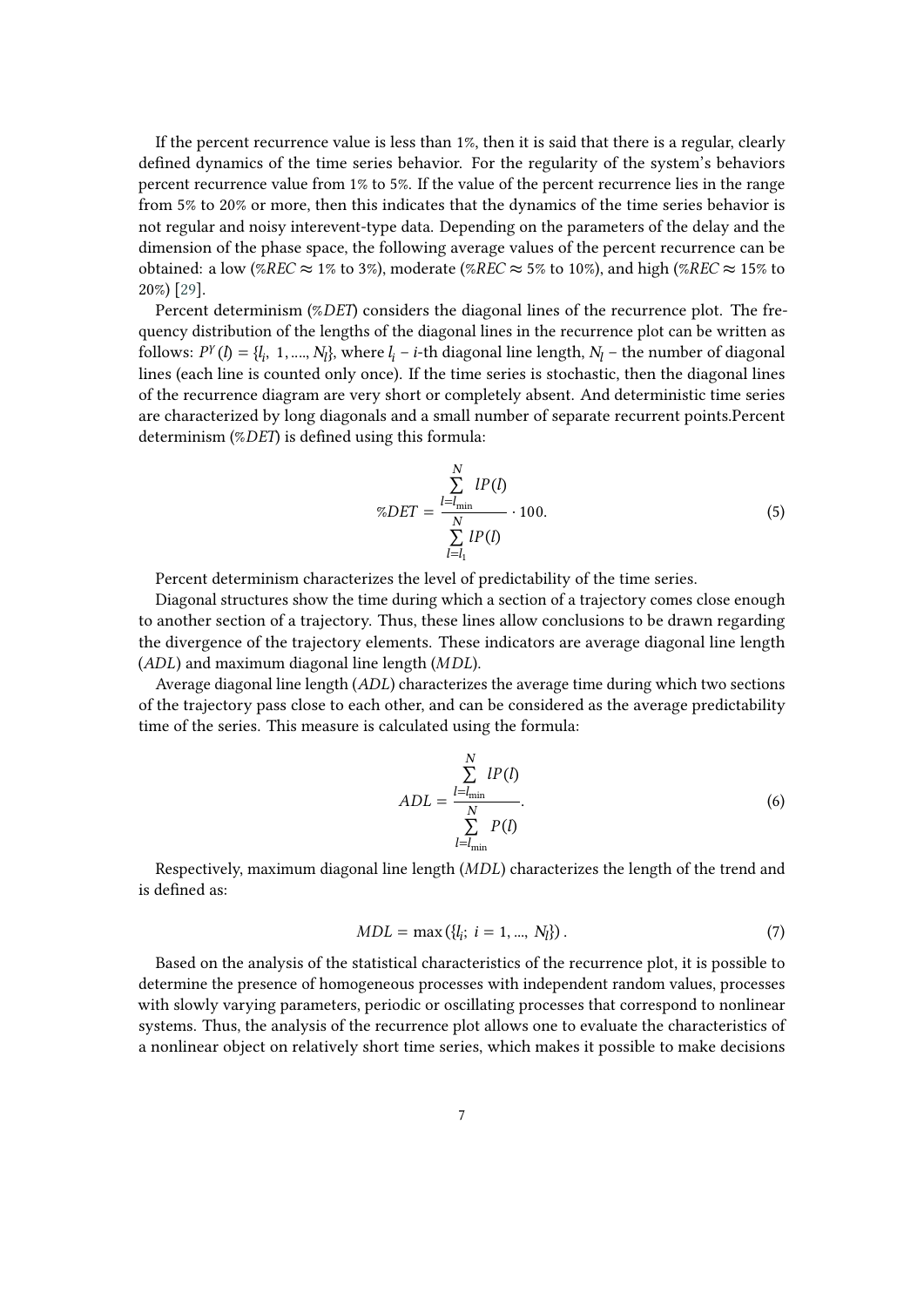If the percent recurrence value is less than 1%, then it is said that there is a regular, clearly defined dynamics of the time series behavior. For the regularity of the system's behaviors percent recurrence value from 1% to 5%. If the value of the percent recurrence lies in the range from 5% to 20% or more, then this indicates that the dynamics of the time series behavior is not regular and noisy interevent-type data. Depending on the parameters of the delay and the dimension of the phase space, the following average values of the percent recurrence can be obtained: a low ($\%REC \approx$ 1% to 3%), moderate ($\%REC \approx$ 5% to 10%), and high ($\%REC \approx$ 15% to 20%) [29].

Percent determinism ($\%DET$) considers the diagonal lines of the recurrence plot. The frequency distribution of the lengths of the diagonal lines in the recurrence plot can be written as follows: $P^{\gamma}(l) = \{l_i,\ 1, ...., N_l\}$, where $l_i$ – $i$-th diagonal line length, $N_l$ – the number of diagonal lines (each line is counted only once). If the time series is stochastic, then the diagonal lines of the recurrence diagram are very short or completely absent. And deterministic time series are characterized by long diagonals and a small number of separate recurrent points.Percent determinism ($\%DET$) is defined using this formula:

$$\%DET = \frac{\sum\limits_{l=l_{\min}}^{N} lP(l)}{\sum\limits_{l=l_1}^{N} lP(l)} \cdot 100. \tag{5}$$

Percent determinism characterizes the level of predictability of the time series.

Diagonal structures show the time during which a section of a trajectory comes close enough to another section of a trajectory. Thus, these lines allow conclusions to be drawn regarding the divergence of the trajectory elements. These indicators are average diagonal line length ($ADL$) and maximum diagonal line length ($MDL$).

Average diagonal line length ($ADL$) characterizes the average time during which two sections of the trajectory pass close to each other, and can be considered as the average predictability time of the series. This measure is calculated using the formula:

$$ADL = \frac{\sum\limits_{l=l_{\min}}^{N} lP(l)}{\sum\limits_{l=l_{\min}}^{N} P(l)}. \tag{6}$$

Respectively, maximum diagonal line length ($MDL$) characterizes the length of the trend and is defined as:

$$MDL = \max\left(\{l_i;\ i = 1, ...,\ N_l\}\right). \tag{7}$$

Based on the analysis of the statistical characteristics of the recurrence plot, it is possible to determine the presence of homogeneous processes with independent random values, processes with slowly varying parameters, periodic or oscillating processes that correspond to nonlinear systems. Thus, the analysis of the recurrence plot allows one to evaluate the characteristics of a nonlinear object on relatively short time series, which makes it possible to make decisions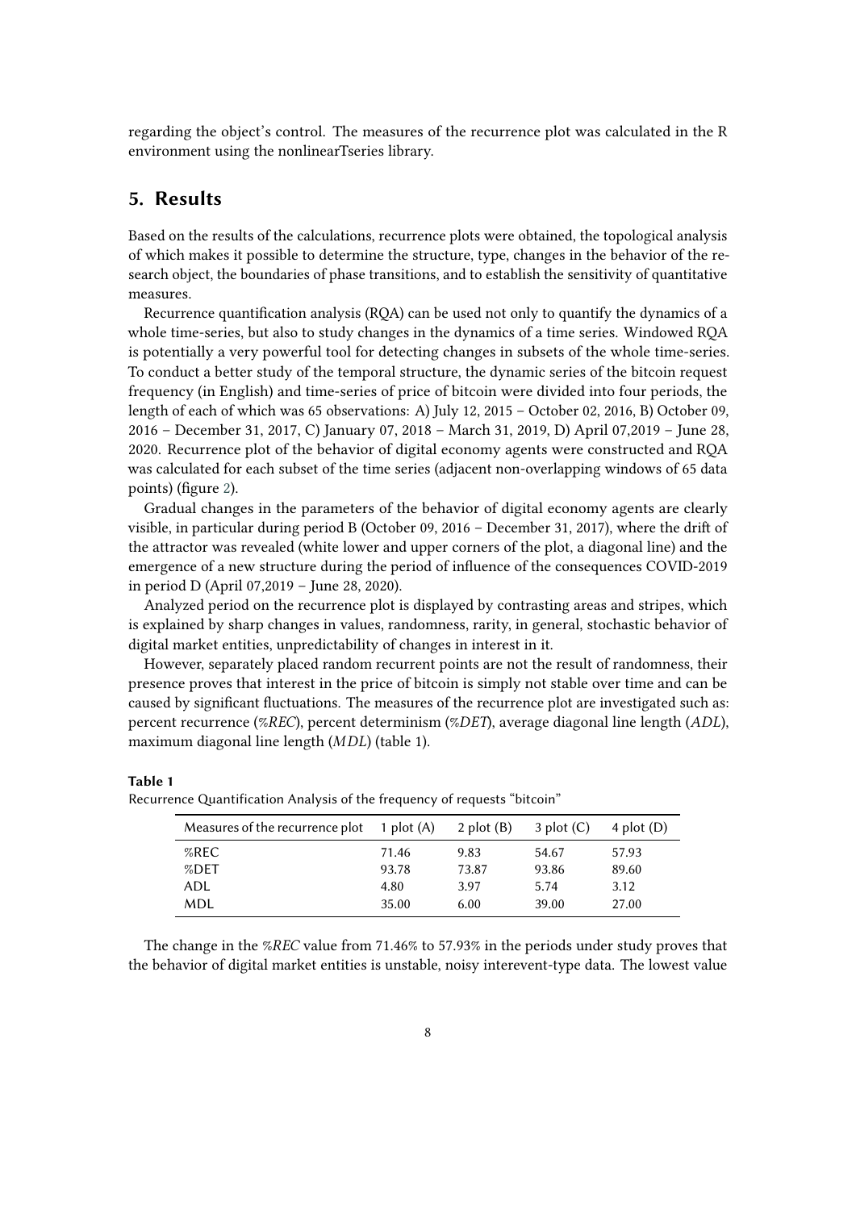regarding the object's control. The measures of the recurrence plot was calculated in the R environment using the nonlinearTseries library.

## 5. Results

Based on the results of the calculations, recurrence plots were obtained, the topological analysis of which makes it possible to determine the structure, type, changes in the behavior of the research object, the boundaries of phase transitions, and to establish the sensitivity of quantitative measures.

Recurrence quantification analysis (RQA) can be used not only to quantify the dynamics of a whole time-series, but also to study changes in the dynamics of a time series. Windowed RQA is potentially a very powerful tool for detecting changes in subsets of the whole time-series. To conduct a better study of the temporal structure, the dynamic series of the bitcoin request frequency (in English) and time-series of price of bitcoin were divided into four periods, the length of each of which was 65 observations: A) July 12, 2015 – October 02, 2016, B) October 09, 2016 – December 31, 2017, C) January 07, 2018 – March 31, 2019, D) April 07,2019 – June 28, 2020. Recurrence plot of the behavior of digital economy agents were constructed and RQA was calculated for each subset of the time series (adjacent non-overlapping windows of 65 data points) (figure 2).

Gradual changes in the parameters of the behavior of digital economy agents are clearly visible, in particular during period B (October 09, 2016 – December 31, 2017), where the drift of the attractor was revealed (white lower and upper corners of the plot, a diagonal line) and the emergence of a new structure during the period of influence of the consequences COVID-2019 in period D (April 07,2019 – June 28, 2020).

Analyzed period on the recurrence plot is displayed by contrasting areas and stripes, which is explained by sharp changes in values, randomness, rarity, in general, stochastic behavior of digital market entities, unpredictability of changes in interest in it.

However, separately placed random recurrent points are not the result of randomness, their presence proves that interest in the price of bitcoin is simply not stable over time and can be caused by significant fluctuations. The measures of the recurrence plot are investigated such as: percent recurrence (*%REC*), percent determinism (*%DET*), average diagonal line length (*ADL*), maximum diagonal line length (*MDL*) (table 1).

**Table 1**
Recurrence Quantification Analysis of the frequency of requests "bitcoin"

| Measures of the recurrence plot | 1 plot (A) | 2 plot (B) | 3 plot (C) | 4 plot (D) |
|---|---|---|---|---|
| %REC | 71.46 | 9.83 | 54.67 | 57.93 |
| %DET | 93.78 | 73.87 | 93.86 | 89.60 |
| ADL | 4.80 | 3.97 | 5.74 | 3.12 |
| MDL | 35.00 | 6.00 | 39.00 | 27.00 |

The change in the *%REC* value from 71.46% to 57.93% in the periods under study proves that the behavior of digital market entities is unstable, noisy interevent-type data. The lowest value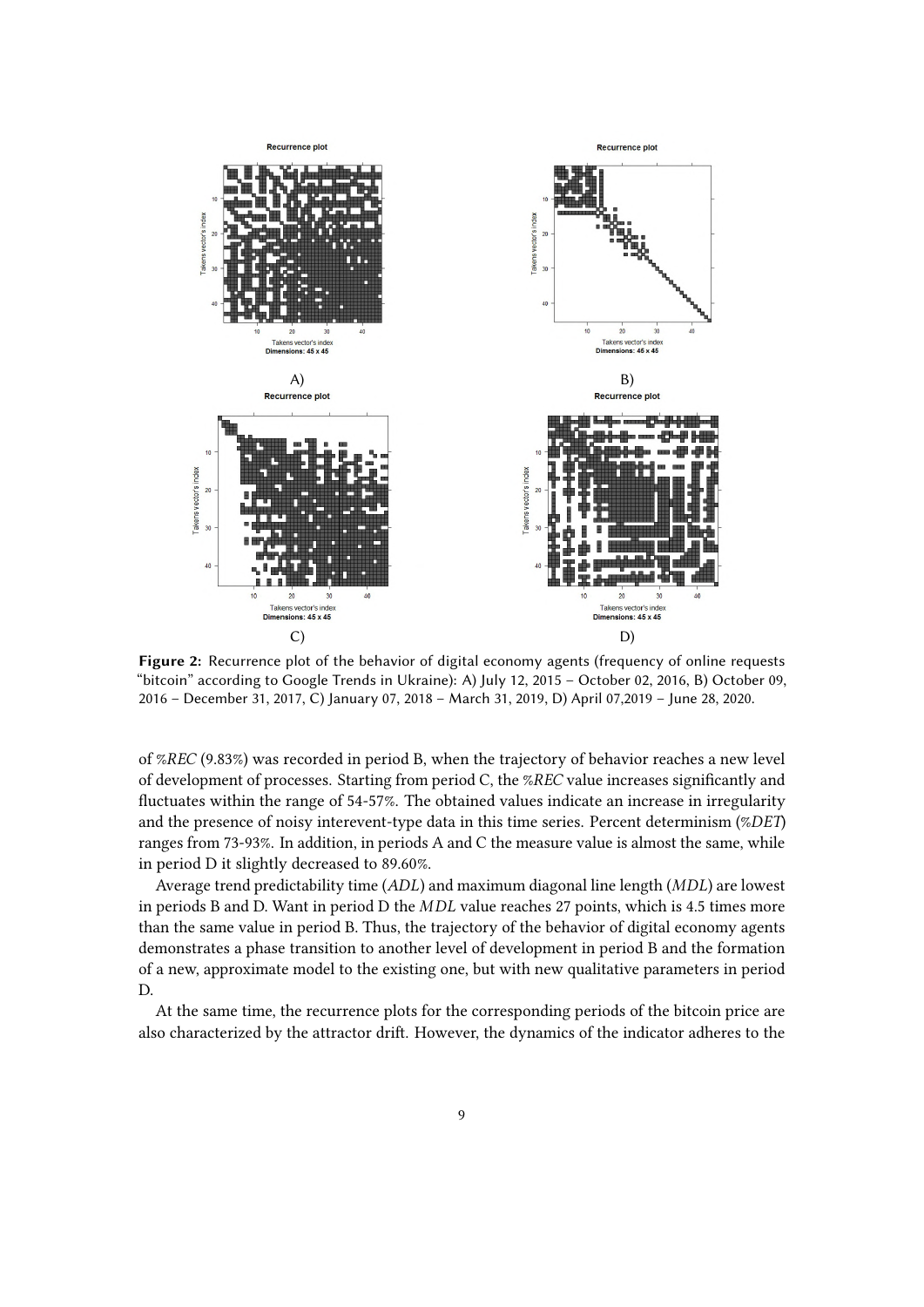**Figure 2:** Recurrence plot of the behavior of digital economy agents (frequency of online requests "bitcoin" according to Google Trends in Ukraine): A) July 12, 2015 – October 02, 2016, B) October 09, 2016 – December 31, 2017, C) January 07, 2018 – March 31, 2019, D) April 07,2019 – June 28, 2020.

of *%REC* (9.83%) was recorded in period B, when the trajectory of behavior reaches a new level of development of processes. Starting from period C, the *%REC* value increases significantly and fluctuates within the range of 54-57%. The obtained values indicate an increase in irregularity and the presence of noisy interevent-type data in this time series. Percent determinism (*%DET*) ranges from 73-93%. In addition, in periods A and C the measure value is almost the same, while in period D it slightly decreased to 89.60%.

Average trend predictability time (*ADL*) and maximum diagonal line length (*MDL*) are lowest in periods B and D. Want in period D the $MDL$ value reaches 27 points, which is 4.5 times more than the same value in period B. Thus, the trajectory of the behavior of digital economy agents demonstrates a phase transition to another level of development in period B and the formation of a new, approximate model to the existing one, but with new qualitative parameters in period D.

At the same time, the recurrence plots for the corresponding periods of the bitcoin price are also characterized by the attractor drift. However, the dynamics of the indicator adheres to the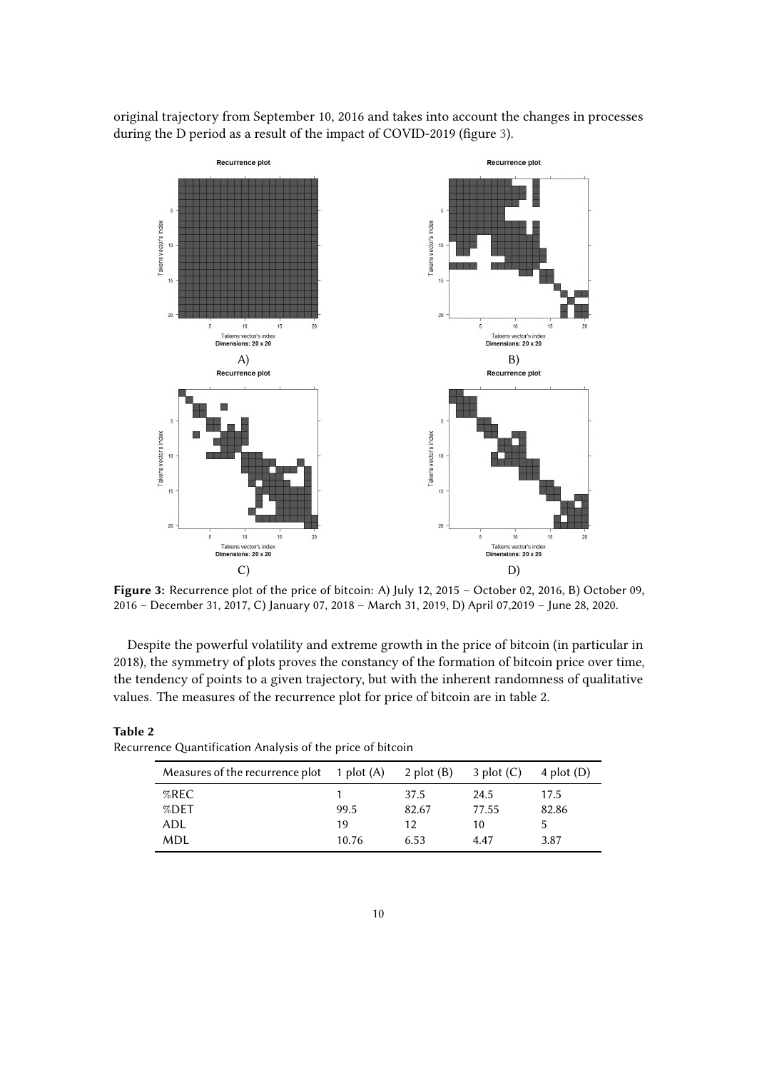original trajectory from September 10, 2016 and takes into account the changes in processes during the D period as a result of the impact of COVID-2019 (figure 3).

**Figure 3:** Recurrence plot of the price of bitcoin: A) July 12, 2015 – October 02, 2016, B) October 09, 2016 – December 31, 2017, C) January 07, 2018 – March 31, 2019, D) April 07,2019 – June 28, 2020.

Despite the powerful volatility and extreme growth in the price of bitcoin (in particular in 2018), the symmetry of plots proves the constancy of the formation of bitcoin price over time, the tendency of points to a given trajectory, but with the inherent randomness of qualitative values. The measures of the recurrence plot for price of bitcoin are in table 2.

**Table 2**
Recurrence Quantification Analysis of the price of bitcoin

| Measures of the recurrence plot | 1 plot (A) | 2 plot (B) | 3 plot (C) | 4 plot (D) |
|---|---|---|---|---|
| %REC | 1 | 37.5 | 24.5 | 17.5 |
| %DET | 99.5 | 82.67 | 77.55 | 82.86 |
| ADL | 19 | 12 | 10 | 5 |
| MDL | 10.76 | 6.53 | 4.47 | 3.87 |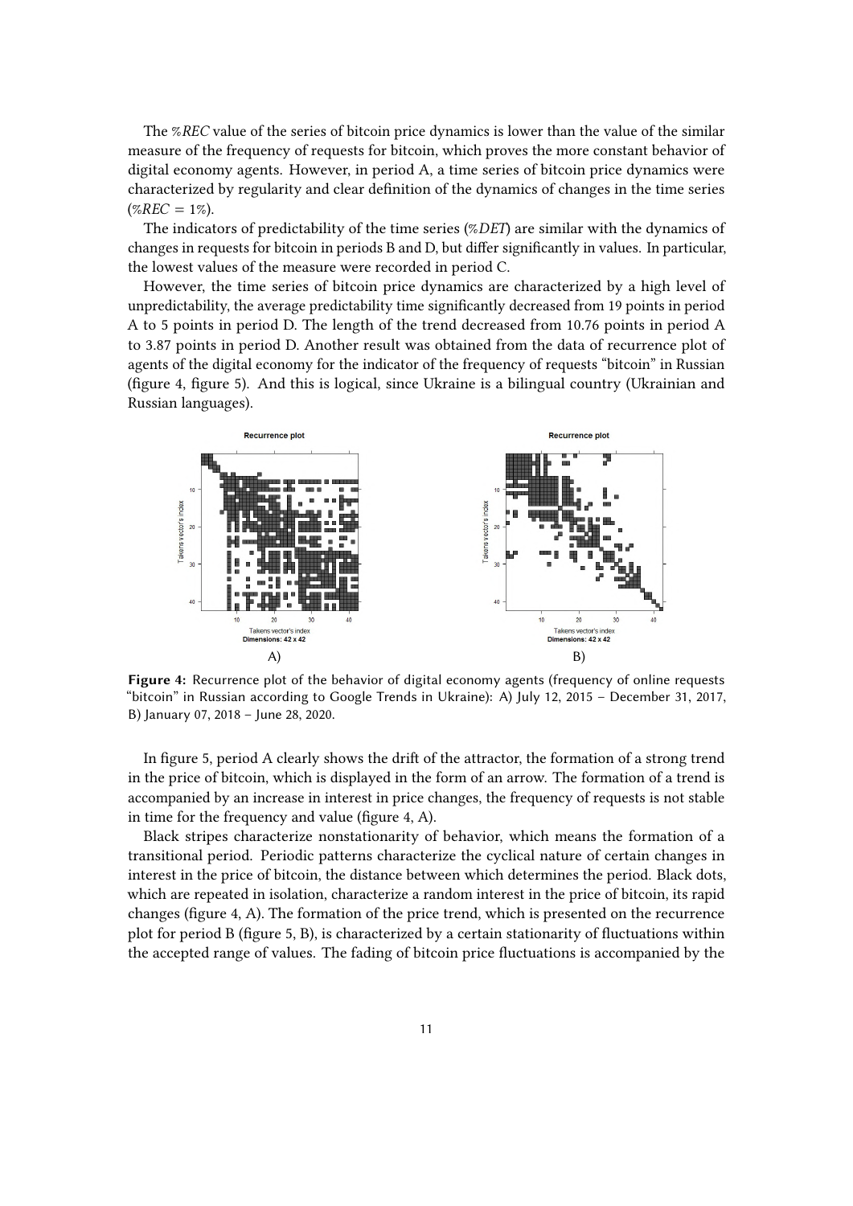The *%REC* value of the series of bitcoin price dynamics is lower than the value of the similar measure of the frequency of requests for bitcoin, which proves the more constant behavior of digital economy agents. However, in period A, a time series of bitcoin price dynamics were characterized by regularity and clear definition of the dynamics of changes in the time series ($\%REC = 1\%$).

The indicators of predictability of the time series (*%DET*) are similar with the dynamics of changes in requests for bitcoin in periods B and D, but differ significantly in values. In particular, the lowest values of the measure were recorded in period C.

However, the time series of bitcoin price dynamics are characterized by a high level of unpredictability, the average predictability time significantly decreased from 19 points in period A to 5 points in period D. The length of the trend decreased from 10.76 points in period A to 3.87 points in period D. Another result was obtained from the data of recurrence plot of agents of the digital economy for the indicator of the frequency of requests "bitcoin" in Russian (figure 4, figure 5). And this is logical, since Ukraine is a bilingual country (Ukrainian and Russian languages).

**Figure 4:** Recurrence plot of the behavior of digital economy agents (frequency of online requests "bitcoin" in Russian according to Google Trends in Ukraine): A) July 12, 2015 – December 31, 2017, B) January 07, 2018 – June 28, 2020.

In figure 5, period A clearly shows the drift of the attractor, the formation of a strong trend in the price of bitcoin, which is displayed in the form of an arrow. The formation of a trend is accompanied by an increase in interest in price changes, the frequency of requests is not stable in time for the frequency and value (figure 4, A).

Black stripes characterize nonstationarity of behavior, which means the formation of a transitional period. Periodic patterns characterize the cyclical nature of certain changes in interest in the price of bitcoin, the distance between which determines the period. Black dots, which are repeated in isolation, characterize a random interest in the price of bitcoin, its rapid changes (figure 4, A). The formation of the price trend, which is presented on the recurrence plot for period B (figure 5, B), is characterized by a certain stationarity of fluctuations within the accepted range of values. The fading of bitcoin price fluctuations is accompanied by the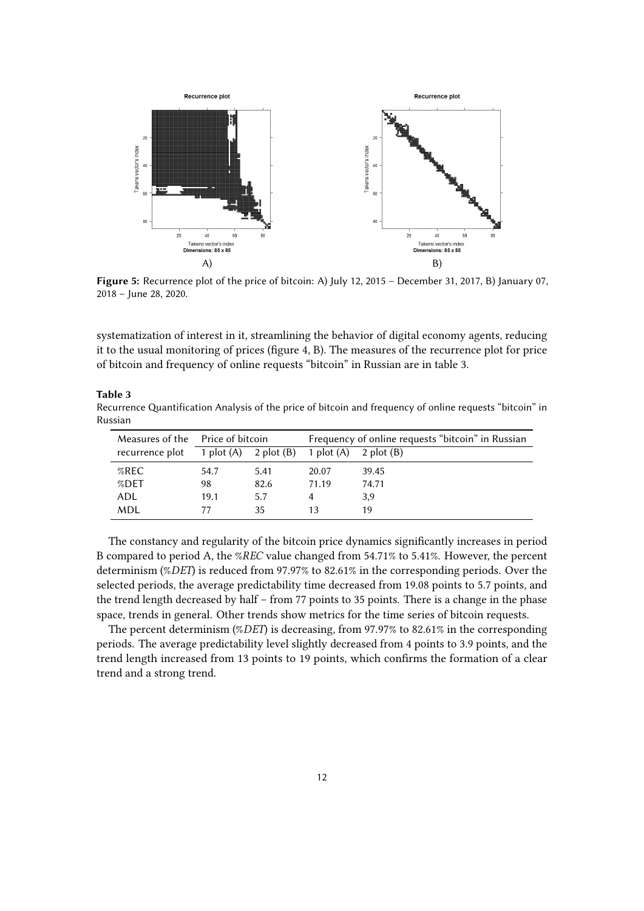**Figure 5:** Recurrence plot of the price of bitcoin: A) July 12, 2015 – December 31, 2017, B) January 07, 2018 – June 28, 2020.

systematization of interest in it, streamlining the behavior of digital economy agents, reducing it to the usual monitoring of prices (figure 4, B). The measures of the recurrence plot for price of bitcoin and frequency of online requests "bitcoin" in Russian are in table 3.

**Table 3**
Recurrence Quantification Analysis of the price of bitcoin and frequency of online requests "bitcoin" in Russian

| Measures of the recurrence plot | Price of bitcoin | | Frequency of online requests "bitcoin" in Russian | |
|---|---|---|---|---|
| | 1 plot (A) | 2 plot (B) | 1 plot (A) | 2 plot (B) |
| %REC | 54.7 | 5.41 | 20.07 | 39.45 |
| %DET | 98 | 82.6 | 71.19 | 74.71 |
| ADL | 19.1 | 5.7 | 4 | 3,9 |
| MDL | 77 | 35 | 13 | 19 |

The constancy and regularity of the bitcoin price dynamics significantly increases in period B compared to period A, the *%REC* value changed from 54.71% to 5.41%. However, the percent determinism (*%DET*) is reduced from 97.97% to 82.61% in the corresponding periods. Over the selected periods, the average predictability time decreased from 19.08 points to 5.7 points, and the trend length decreased by half – from 77 points to 35 points. There is a change in the phase space, trends in general. Other trends show metrics for the time series of bitcoin requests.

The percent determinism (*%DET*) is decreasing, from 97.97% to 82.61% in the corresponding periods. The average predictability level slightly decreased from 4 points to 3.9 points, and the trend length increased from 13 points to 19 points, which confirms the formation of a clear trend and a strong trend.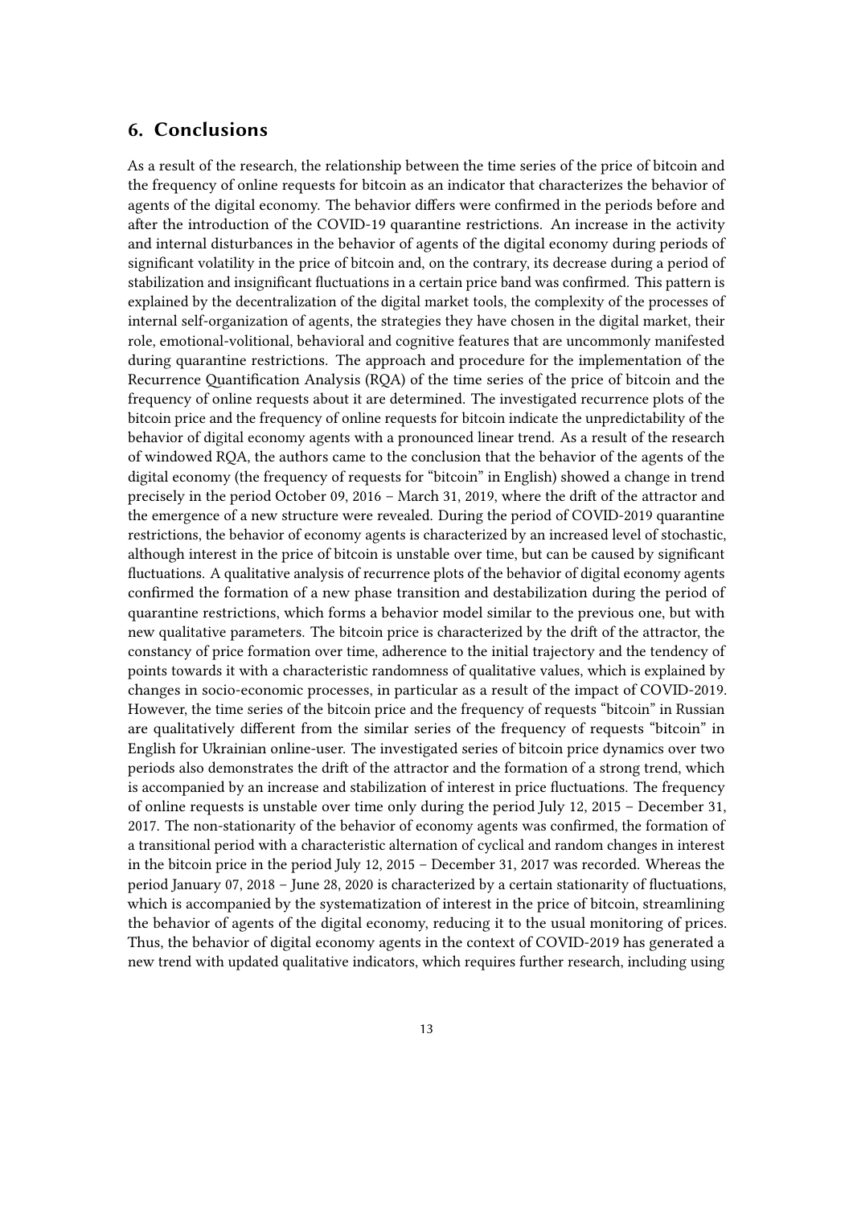## 6. Conclusions

As a result of the research, the relationship between the time series of the price of bitcoin and the frequency of online requests for bitcoin as an indicator that characterizes the behavior of agents of the digital economy. The behavior differs were confirmed in the periods before and after the introduction of the COVID-19 quarantine restrictions. An increase in the activity and internal disturbances in the behavior of agents of the digital economy during periods of significant volatility in the price of bitcoin and, on the contrary, its decrease during a period of stabilization and insignificant fluctuations in a certain price band was confirmed. This pattern is explained by the decentralization of the digital market tools, the complexity of the processes of internal self-organization of agents, the strategies they have chosen in the digital market, their role, emotional-volitional, behavioral and cognitive features that are uncommonly manifested during quarantine restrictions. The approach and procedure for the implementation of the Recurrence Quantification Analysis (RQA) of the time series of the price of bitcoin and the frequency of online requests about it are determined. The investigated recurrence plots of the bitcoin price and the frequency of online requests for bitcoin indicate the unpredictability of the behavior of digital economy agents with a pronounced linear trend. As a result of the research of windowed RQA, the authors came to the conclusion that the behavior of the agents of the digital economy (the frequency of requests for "bitcoin" in English) showed a change in trend precisely in the period October 09, 2016 – March 31, 2019, where the drift of the attractor and the emergence of a new structure were revealed. During the period of COVID-2019 quarantine restrictions, the behavior of economy agents is characterized by an increased level of stochastic, although interest in the price of bitcoin is unstable over time, but can be caused by significant fluctuations. A qualitative analysis of recurrence plots of the behavior of digital economy agents confirmed the formation of a new phase transition and destabilization during the period of quarantine restrictions, which forms a behavior model similar to the previous one, but with new qualitative parameters. The bitcoin price is characterized by the drift of the attractor, the constancy of price formation over time, adherence to the initial trajectory and the tendency of points towards it with a characteristic randomness of qualitative values, which is explained by changes in socio-economic processes, in particular as a result of the impact of COVID-2019. However, the time series of the bitcoin price and the frequency of requests "bitcoin" in Russian are qualitatively different from the similar series of the frequency of requests "bitcoin" in English for Ukrainian online-user. The investigated series of bitcoin price dynamics over two periods also demonstrates the drift of the attractor and the formation of a strong trend, which is accompanied by an increase and stabilization of interest in price fluctuations. The frequency of online requests is unstable over time only during the period July 12, 2015 – December 31, 2017. The non-stationarity of the behavior of economy agents was confirmed, the formation of a transitional period with a characteristic alternation of cyclical and random changes in interest in the bitcoin price in the period July 12, 2015 – December 31, 2017 was recorded. Whereas the period January 07, 2018 – June 28, 2020 is characterized by a certain stationarity of fluctuations, which is accompanied by the systematization of interest in the price of bitcoin, streamlining the behavior of agents of the digital economy, reducing it to the usual monitoring of prices. Thus, the behavior of digital economy agents in the context of COVID-2019 has generated a new trend with updated qualitative indicators, which requires further research, including using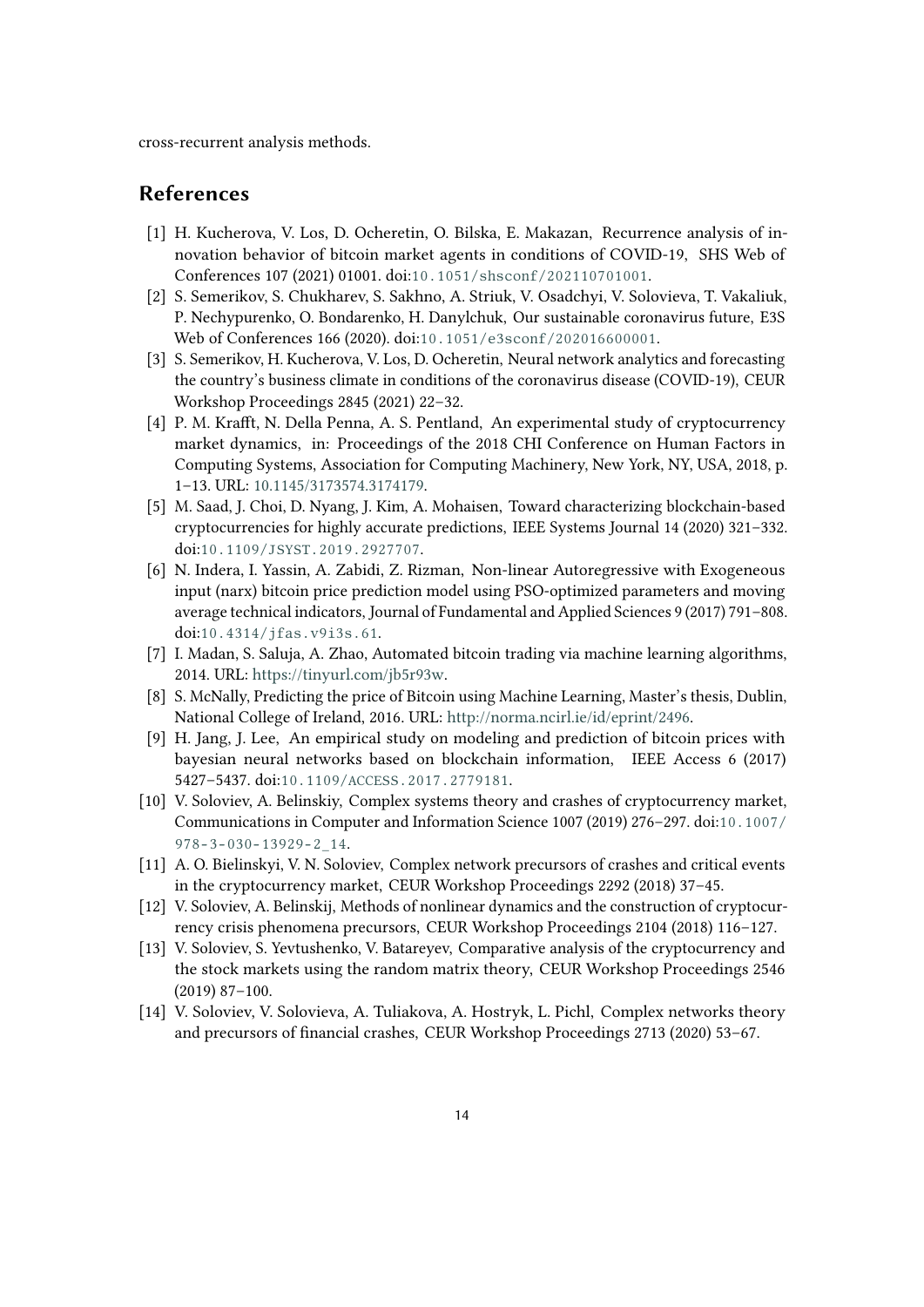cross-recurrent analysis methods.

## References

[1] H. Kucherova, V. Los, D. Ocheretin, O. Bilska, E. Makazan, Recurrence analysis of innovation behavior of bitcoin market agents in conditions of COVID-19, SHS Web of Conferences 107 (2021) 01001. doi:10.1051/shsconf/202110701001.

[2] S. Semerikov, S. Chukharev, S. Sakhno, A. Striuk, V. Osadchyi, V. Solovieva, T. Vakaliuk, P. Nechypurenko, O. Bondarenko, H. Danylchuk, Our sustainable coronavirus future, E3S Web of Conferences 166 (2020). doi:10.1051/e3sconf/202016600001.

[3] S. Semerikov, H. Kucherova, V. Los, D. Ocheretin, Neural network analytics and forecasting the country's business climate in conditions of the coronavirus disease (COVID-19), CEUR Workshop Proceedings 2845 (2021) 22–32.

[4] P. M. Krafft, N. Della Penna, A. S. Pentland, An experimental study of cryptocurrency market dynamics, in: Proceedings of the 2018 CHI Conference on Human Factors in Computing Systems, Association for Computing Machinery, New York, NY, USA, 2018, p. 1–13. URL: 10.1145/3173574.3174179.

[5] M. Saad, J. Choi, D. Nyang, J. Kim, A. Mohaisen, Toward characterizing blockchain-based cryptocurrencies for highly accurate predictions, IEEE Systems Journal 14 (2020) 321–332. doi:10.1109/JSYST.2019.2927707.

[6] N. Indera, I. Yassin, A. Zabidi, Z. Rizman, Non-linear Autoregressive with Exogeneous input (narx) bitcoin price prediction model using PSO-optimized parameters and moving average technical indicators, Journal of Fundamental and Applied Sciences 9 (2017) 791–808. doi:10.4314/jfas.v9i3s.61.

[7] I. Madan, S. Saluja, A. Zhao, Automated bitcoin trading via machine learning algorithms, 2014. URL: https://tinyurl.com/jb5r93w.

[8] S. McNally, Predicting the price of Bitcoin using Machine Learning, Master's thesis, Dublin, National College of Ireland, 2016. URL: http://norma.ncirl.ie/id/eprint/2496.

[9] H. Jang, J. Lee, An empirical study on modeling and prediction of bitcoin prices with bayesian neural networks based on blockchain information, IEEE Access 6 (2017) 5427–5437. doi:10.1109/ACCESS.2017.2779181.

[10] V. Soloviev, A. Belinskiy, Complex systems theory and crashes of cryptocurrency market, Communications in Computer and Information Science 1007 (2019) 276–297. doi:10.1007/978-3-030-13929-2_14.

[11] A. O. Bielinskyi, V. N. Soloviev, Complex network precursors of crashes and critical events in the cryptocurrency market, CEUR Workshop Proceedings 2292 (2018) 37–45.

[12] V. Soloviev, A. Belinskij, Methods of nonlinear dynamics and the construction of cryptocurrency crisis phenomena precursors, CEUR Workshop Proceedings 2104 (2018) 116–127.

[13] V. Soloviev, S. Yevtushenko, V. Batareyev, Comparative analysis of the cryptocurrency and the stock markets using the random matrix theory, CEUR Workshop Proceedings 2546 (2019) 87–100.

[14] V. Soloviev, V. Solovieva, A. Tuliakova, A. Hostryk, L. Pichl, Complex networks theory and precursors of financial crashes, CEUR Workshop Proceedings 2713 (2020) 53–67.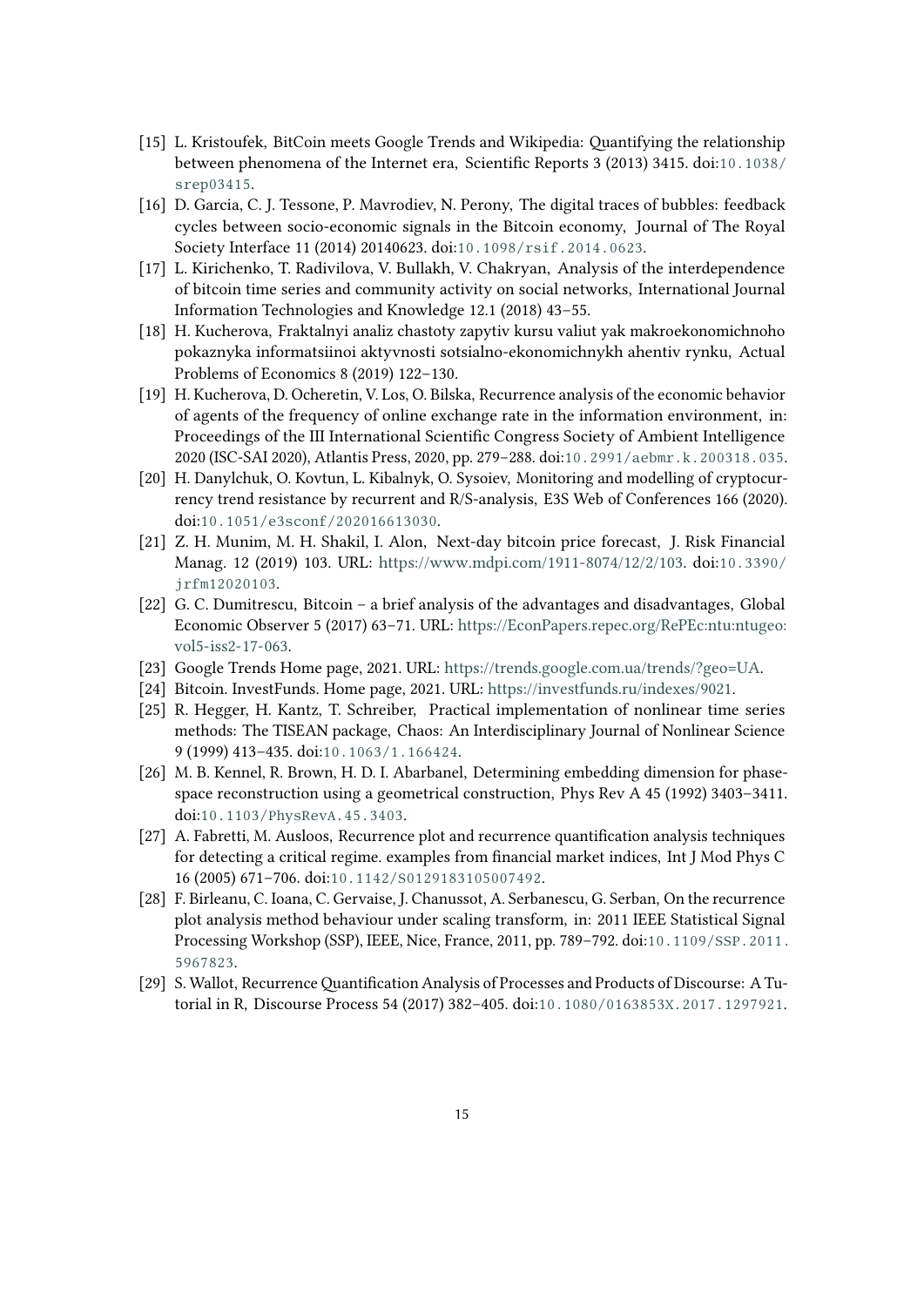[15] L. Kristoufek, BitCoin meets Google Trends and Wikipedia: Quantifying the relationship between phenomena of the Internet era, Scientific Reports 3 (2013) 3415. doi:10.1038/srep03415.

[16] D. Garcia, C. J. Tessone, P. Mavrodiev, N. Perony, The digital traces of bubbles: feedback cycles between socio-economic signals in the Bitcoin economy, Journal of The Royal Society Interface 11 (2014) 20140623. doi:10.1098/rsif.2014.0623.

[17] L. Kirichenko, T. Radivilova, V. Bullakh, V. Chakryan, Analysis of the interdependence of bitcoin time series and community activity on social networks, International Journal Information Technologies and Knowledge 12.1 (2018) 43–55.

[18] H. Kucherova, Fraktalnyi analiz chastoty zapytiv kursu valiut yak makroekonomichnoho pokaznyka informatsiinoi aktyvnosti sotsialno-ekonomichnykh ahentiv rynku, Actual Problems of Economics 8 (2019) 122–130.

[19] H. Kucherova, D. Ocheretin, V. Los, O. Bilska, Recurrence analysis of the economic behavior of agents of the frequency of online exchange rate in the information environment, in: Proceedings of the III International Scientific Congress Society of Ambient Intelligence 2020 (ISC-SAI 2020), Atlantis Press, 2020, pp. 279–288. doi:10.2991/aebmr.k.200318.035.

[20] H. Danylchuk, O. Kovtun, L. Kibalnyk, O. Sysoiev, Monitoring and modelling of cryptocurrency trend resistance by recurrent and R/S-analysis, E3S Web of Conferences 166 (2020). doi:10.1051/e3sconf/202016613030.

[21] Z. H. Munim, M. H. Shakil, I. Alon, Next-day bitcoin price forecast, J. Risk Financial Manag. 12 (2019) 103. URL: https://www.mdpi.com/1911-8074/12/2/103. doi:10.3390/jrfm12020103.

[22] G. C. Dumitrescu, Bitcoin – a brief analysis of the advantages and disadvantages, Global Economic Observer 5 (2017) 63–71. URL: https://EconPapers.repec.org/RePEc:ntu:ntugeo:vol5-iss2-17-063.

[23] Google Trends Home page, 2021. URL: https://trends.google.com.ua/trends/?geo=UA.

[24] Bitcoin. InvestFunds. Home page, 2021. URL: https://investfunds.ru/indexes/9021.

[25] R. Hegger, H. Kantz, T. Schreiber, Practical implementation of nonlinear time series methods: The TISEAN package, Chaos: An Interdisciplinary Journal of Nonlinear Science 9 (1999) 413–435. doi:10.1063/1.166424.

[26] M. B. Kennel, R. Brown, H. D. I. Abarbanel, Determining embedding dimension for phase-space reconstruction using a geometrical construction, Phys Rev A 45 (1992) 3403–3411. doi:10.1103/PhysRevA.45.3403.

[27] A. Fabretti, M. Ausloos, Recurrence plot and recurrence quantification analysis techniques for detecting a critical regime. examples from financial market indices, Int J Mod Phys C 16 (2005) 671–706. doi:10.1142/S0129183105007492.

[28] F. Birleanu, C. Ioana, C. Gervaise, J. Chanussot, A. Serbanescu, G. Serban, On the recurrence plot analysis method behaviour under scaling transform, in: 2011 IEEE Statistical Signal Processing Workshop (SSP), IEEE, Nice, France, 2011, pp. 789–792. doi:10.1109/SSP.2011.5967823.

[29] S. Wallot, Recurrence Quantification Analysis of Processes and Products of Discourse: A Tutorial in R, Discourse Process 54 (2017) 382–405. doi:10.1080/0163853X.2017.1297921.